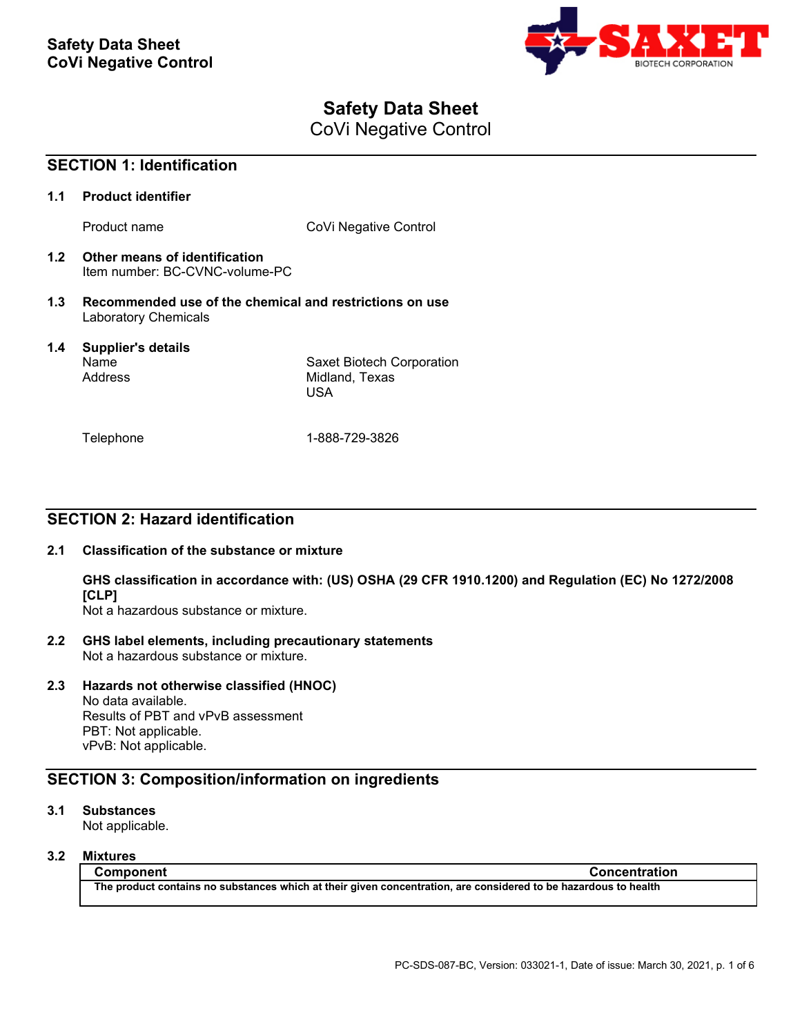# Safety Data Sheet
## CoVi Negative Control

## SECTION 1: Identification

### 1.1 Product identifier

Product name: CoVi Negative Control

### 1.2 Other means of identification

Item number: BC-CVNC-volume-PC

### 1.3 Recommended use of the chemical and restrictions on use

Laboratory Chemicals

### 1.4 Supplier's details

Name: Saxet Biotech Corporation
Address: Midland, Texas
USA

Telephone: 1-888-729-3826

## SECTION 2: Hazard identification

### 2.1 Classification of the substance or mixture

**GHS classification in accordance with: (US) OSHA (29 CFR 1910.1200) and Regulation (EC) No 1272/2008 [CLP]**
Not a hazardous substance or mixture.

### 2.2 GHS label elements, including precautionary statements

Not a hazardous substance or mixture.

### 2.3 Hazards not otherwise classified (HNOC)

No data available.
Results of PBT and vPvB assessment
PBT: Not applicable.
vPvB: Not applicable.

## SECTION 3: Composition/information on ingredients

### 3.1 Substances

Not applicable.

### 3.2 Mixtures

| Component | Concentration |
|---|---|
| **The product contains no substances which at their given concentration, are considered to be hazardous to health** | |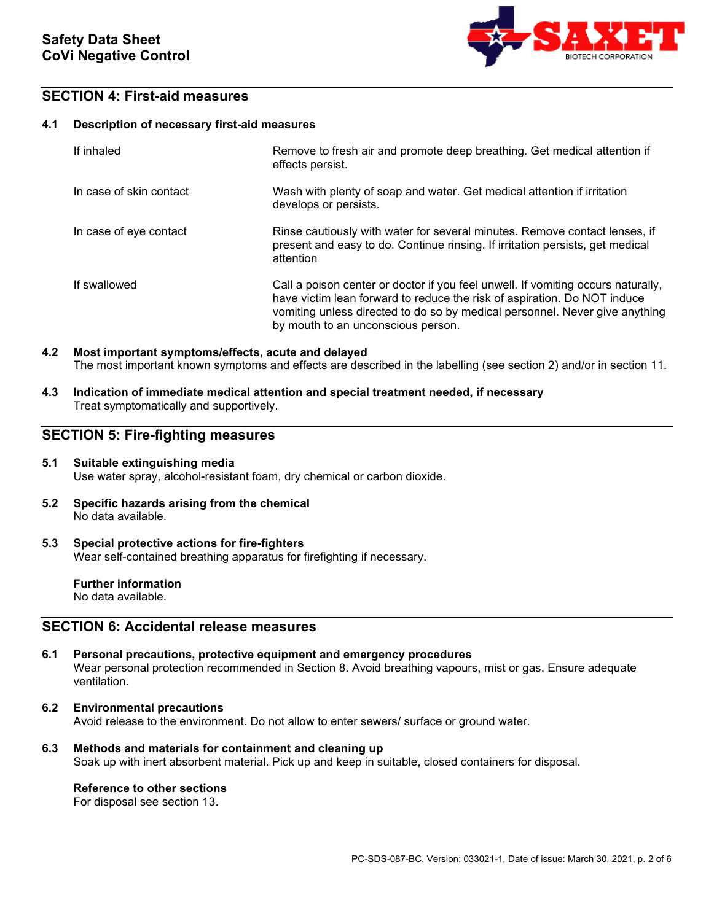## SECTION 4: First-aid measures

### 4.1 Description of necessary first-aid measures

| | |
|---|---|
| If inhaled | Remove to fresh air and promote deep breathing. Get medical attention if effects persist. |
| In case of skin contact | Wash with plenty of soap and water. Get medical attention if irritation develops or persists. |
| In case of eye contact | Rinse cautiously with water for several minutes. Remove contact lenses, if present and easy to do. Continue rinsing. If irritation persists, get medical attention |
| If swallowed | Call a poison center or doctor if you feel unwell. If vomiting occurs naturally, have victim lean forward to reduce the risk of aspiration. Do NOT induce vomiting unless directed to do so by medical personnel. Never give anything by mouth to an unconscious person. |

### 4.2 Most important symptoms/effects, acute and delayed

The most important known symptoms and effects are described in the labelling (see section 2) and/or in section 11.

### 4.3 Indication of immediate medical attention and special treatment needed, if necessary

Treat symptomatically and supportively.

## SECTION 5: Fire-fighting measures

### 5.1 Suitable extinguishing media

Use water spray, alcohol-resistant foam, dry chemical or carbon dioxide.

### 5.2 Specific hazards arising from the chemical

No data available.

### 5.3 Special protective actions for fire-fighters

Wear self-contained breathing apparatus for firefighting if necessary.

**Further information**

No data available.

## SECTION 6: Accidental release measures

### 6.1 Personal precautions, protective equipment and emergency procedures

Wear personal protection recommended in Section 8. Avoid breathing vapours, mist or gas. Ensure adequate ventilation.

### 6.2 Environmental precautions

Avoid release to the environment. Do not allow to enter sewers/ surface or ground water.

### 6.3 Methods and materials for containment and cleaning up

Soak up with inert absorbent material. Pick up and keep in suitable, closed containers for disposal.

**Reference to other sections**

For disposal see section 13.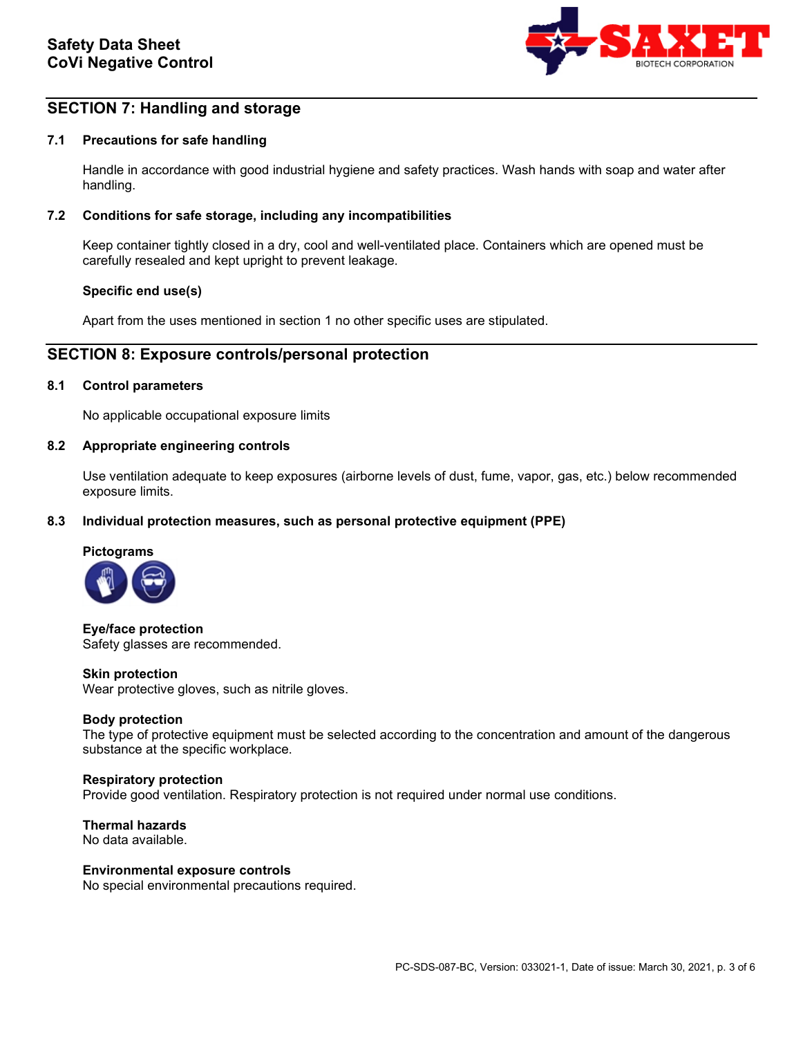## SECTION 7: Handling and storage

### 7.1 Precautions for safe handling

Handle in accordance with good industrial hygiene and safety practices. Wash hands with soap and water after handling.

### 7.2 Conditions for safe storage, including any incompatibilities

Keep container tightly closed in a dry, cool and well-ventilated place. Containers which are opened must be carefully resealed and kept upright to prevent leakage.

**Specific end use(s)**

Apart from the uses mentioned in section 1 no other specific uses are stipulated.

## SECTION 8: Exposure controls/personal protection

### 8.1 Control parameters

No applicable occupational exposure limits

### 8.2 Appropriate engineering controls

Use ventilation adequate to keep exposures (airborne levels of dust, fume, vapor, gas, etc.) below recommended exposure limits.

### 8.3 Individual protection measures, such as personal protective equipment (PPE)

**Pictograms**

**Eye/face protection**
Safety glasses are recommended.

**Skin protection**
Wear protective gloves, such as nitrile gloves.

**Body protection**
The type of protective equipment must be selected according to the concentration and amount of the dangerous substance at the specific workplace.

**Respiratory protection**
Provide good ventilation. Respiratory protection is not required under normal use conditions.

**Thermal hazards**
No data available.

**Environmental exposure controls**
No special environmental precautions required.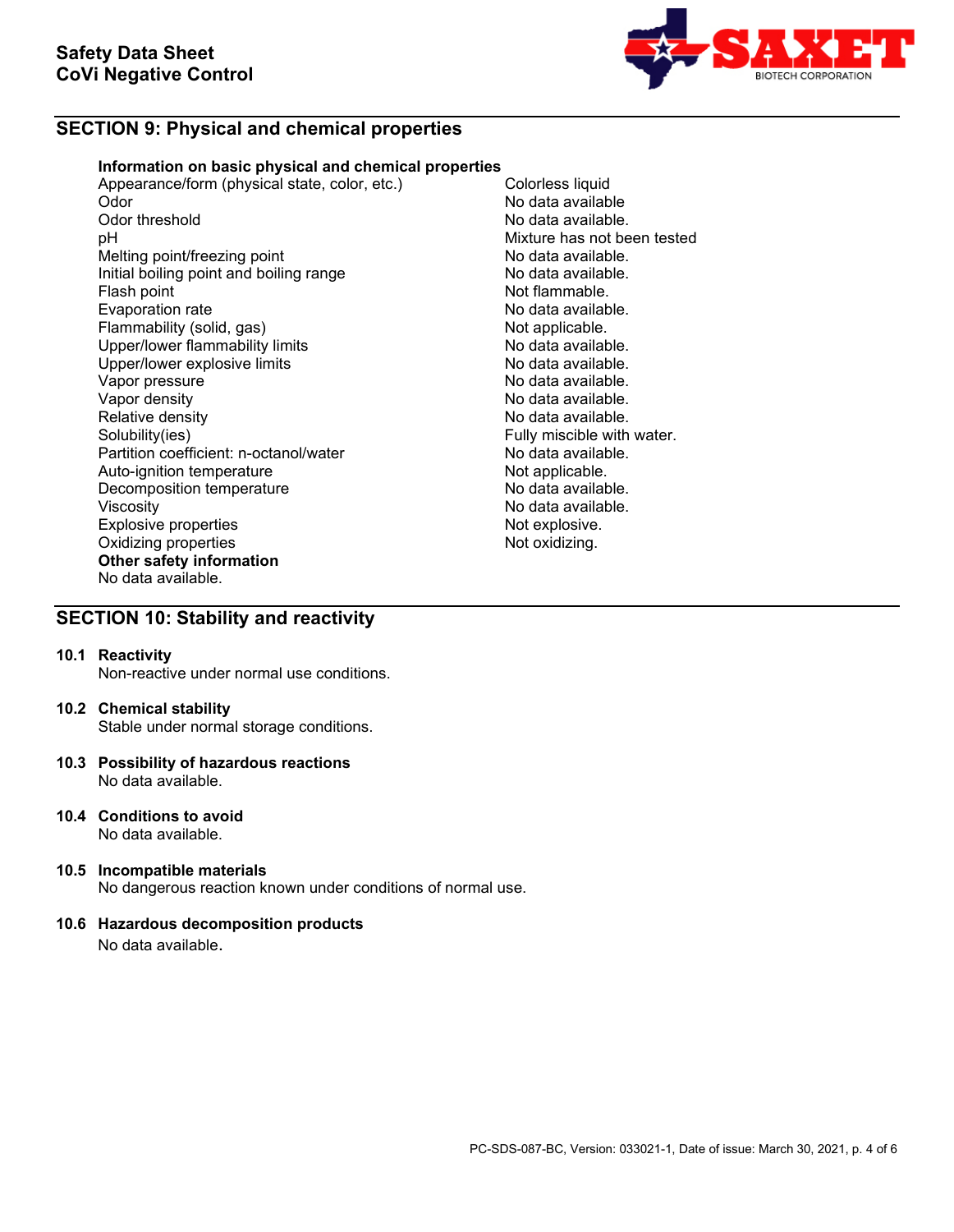## SECTION 9: Physical and chemical properties

**Information on basic physical and chemical properties**

| | |
|---|---|
| Appearance/form (physical state, color, etc.) | Colorless liquid |
| Odor | No data available |
| Odor threshold | No data available. |
| pH | Mixture has not been tested |
| Melting point/freezing point | No data available. |
| Initial boiling point and boiling range | No data available. |
| Flash point | Not flammable. |
| Evaporation rate | No data available. |
| Flammability (solid, gas) | Not applicable. |
| Upper/lower flammability limits | No data available. |
| Upper/lower explosive limits | No data available. |
| Vapor pressure | No data available. |
| Vapor density | No data available. |
| Relative density | No data available. |
| Solubility(ies) | Fully miscible with water. |
| Partition coefficient: n-octanol/water | No data available. |
| Auto-ignition temperature | Not applicable. |
| Decomposition temperature | No data available. |
| Viscosity | No data available. |
| Explosive properties | Not explosive. |
| Oxidizing properties | Not oxidizing. |

**Other safety information**

No data available.

## SECTION 10: Stability and reactivity

**10.1 Reactivity**

Non-reactive under normal use conditions.

**10.2 Chemical stability**

Stable under normal storage conditions.

**10.3 Possibility of hazardous reactions**

No data available.

**10.4 Conditions to avoid**

No data available.

**10.5 Incompatible materials**

No dangerous reaction known under conditions of normal use.

**10.6 Hazardous decomposition products**

No data available.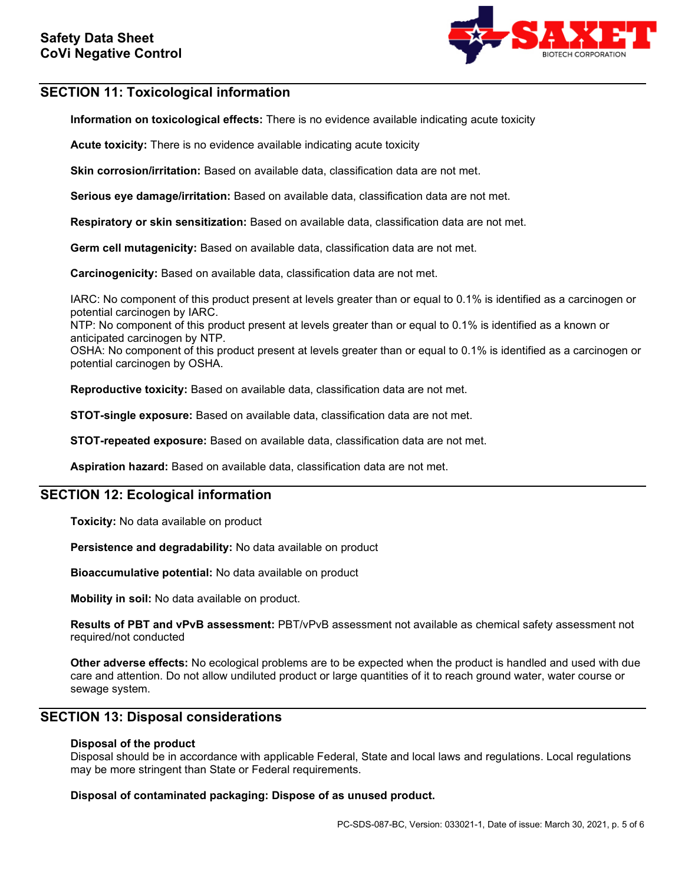## SECTION 11: Toxicological information

**Information on toxicological effects:** There is no evidence available indicating acute toxicity

**Acute toxicity:** There is no evidence available indicating acute toxicity

**Skin corrosion/irritation:** Based on available data, classification data are not met.

**Serious eye damage/irritation:** Based on available data, classification data are not met.

**Respiratory or skin sensitization:** Based on available data, classification data are not met.

**Germ cell mutagenicity:** Based on available data, classification data are not met.

**Carcinogenicity:** Based on available data, classification data are not met.

IARC: No component of this product present at levels greater than or equal to 0.1% is identified as a carcinogen or potential carcinogen by IARC.
NTP: No component of this product present at levels greater than or equal to 0.1% is identified as a known or anticipated carcinogen by NTP.
OSHA: No component of this product present at levels greater than or equal to 0.1% is identified as a carcinogen or potential carcinogen by OSHA.

**Reproductive toxicity:** Based on available data, classification data are not met.

**STOT-single exposure:** Based on available data, classification data are not met.

**STOT-repeated exposure:** Based on available data, classification data are not met.

**Aspiration hazard:** Based on available data, classification data are not met.

## SECTION 12: Ecological information

**Toxicity:** No data available on product

**Persistence and degradability:** No data available on product

**Bioaccumulative potential:** No data available on product

**Mobility in soil:** No data available on product.

**Results of PBT and vPvB assessment:** PBT/vPvB assessment not available as chemical safety assessment not required/not conducted

**Other adverse effects:** No ecological problems are to be expected when the product is handled and used with due care and attention. Do not allow undiluted product or large quantities of it to reach ground water, water course or sewage system.

## SECTION 13: Disposal considerations

**Disposal of the product**
Disposal should be in accordance with applicable Federal, State and local laws and regulations. Local regulations may be more stringent than State or Federal requirements.

**Disposal of contaminated packaging: Dispose of as unused product.**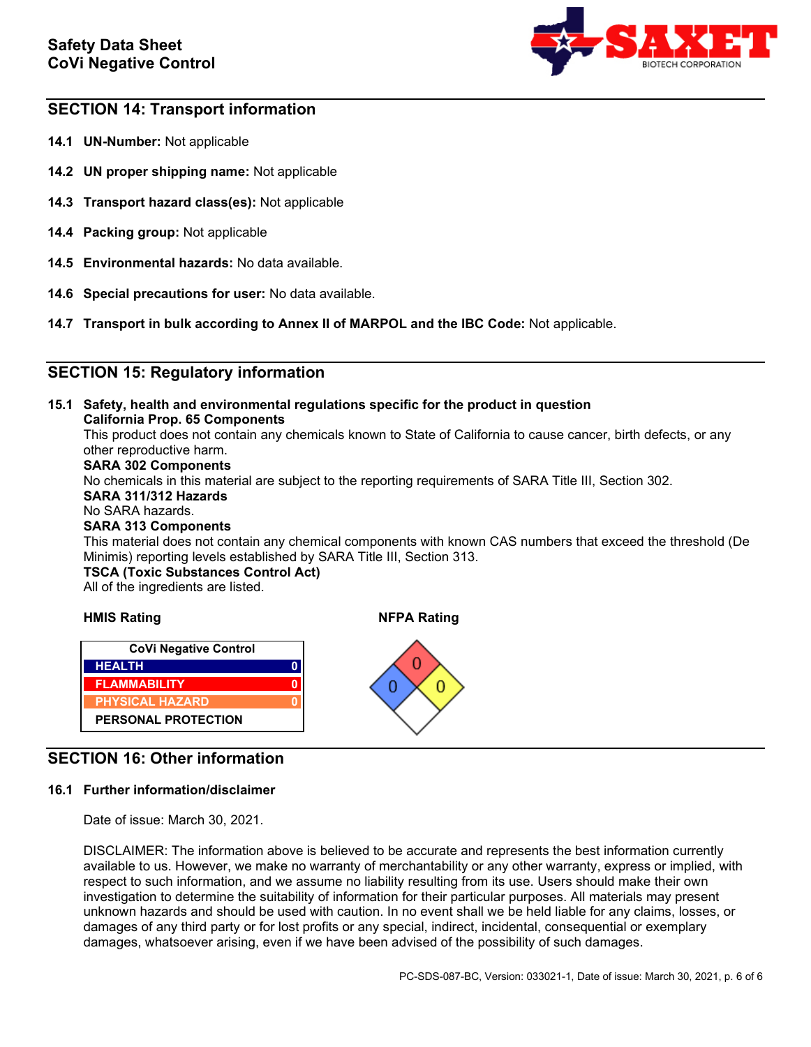## SECTION 14: Transport information

**14.1 UN-Number:** Not applicable

**14.2 UN proper shipping name:** Not applicable

**14.3 Transport hazard class(es):** Not applicable

**14.4 Packing group:** Not applicable

**14.5 Environmental hazards:** No data available.

**14.6 Special precautions for user:** No data available.

**14.7 Transport in bulk according to Annex II of MARPOL and the IBC Code:** Not applicable.

## SECTION 15: Regulatory information

**15.1 Safety, health and environmental regulations specific for the product in question**

**California Prop. 65 Components**
This product does not contain any chemicals known to State of California to cause cancer, birth defects, or any other reproductive harm.

**SARA 302 Components**
No chemicals in this material are subject to the reporting requirements of SARA Title III, Section 302.

**SARA 311/312 Hazards**
No SARA hazards.

**SARA 313 Components**
This material does not contain any chemical components with known CAS numbers that exceed the threshold (De Minimis) reporting levels established by SARA Title III, Section 313.

**TSCA (Toxic Substances Control Act)**
All of the ingredients are listed.

**HMIS Rating**

| CoVi Negative Control | |
|---|---|
| HEALTH | 0 |
| FLAMMABILITY | 0 |
| PHYSICAL HAZARD | 0 |
| PERSONAL PROTECTION | |

**NFPA Rating**

0
0
0

## SECTION 16: Other information

**16.1 Further information/disclaimer**

Date of issue: March 30, 2021.

DISCLAIMER: The information above is believed to be accurate and represents the best information currently available to us. However, we make no warranty of merchantability or any other warranty, express or implied, with respect to such information, and we assume no liability resulting from its use. Users should make their own investigation to determine the suitability of information for their particular purposes. All materials may present unknown hazards and should be used with caution. In no event shall we be held liable for any claims, losses, or damages of any third party or for lost profits or any special, indirect, incidental, consequential or exemplary damages, whatsoever arising, even if we have been advised of the possibility of such damages.